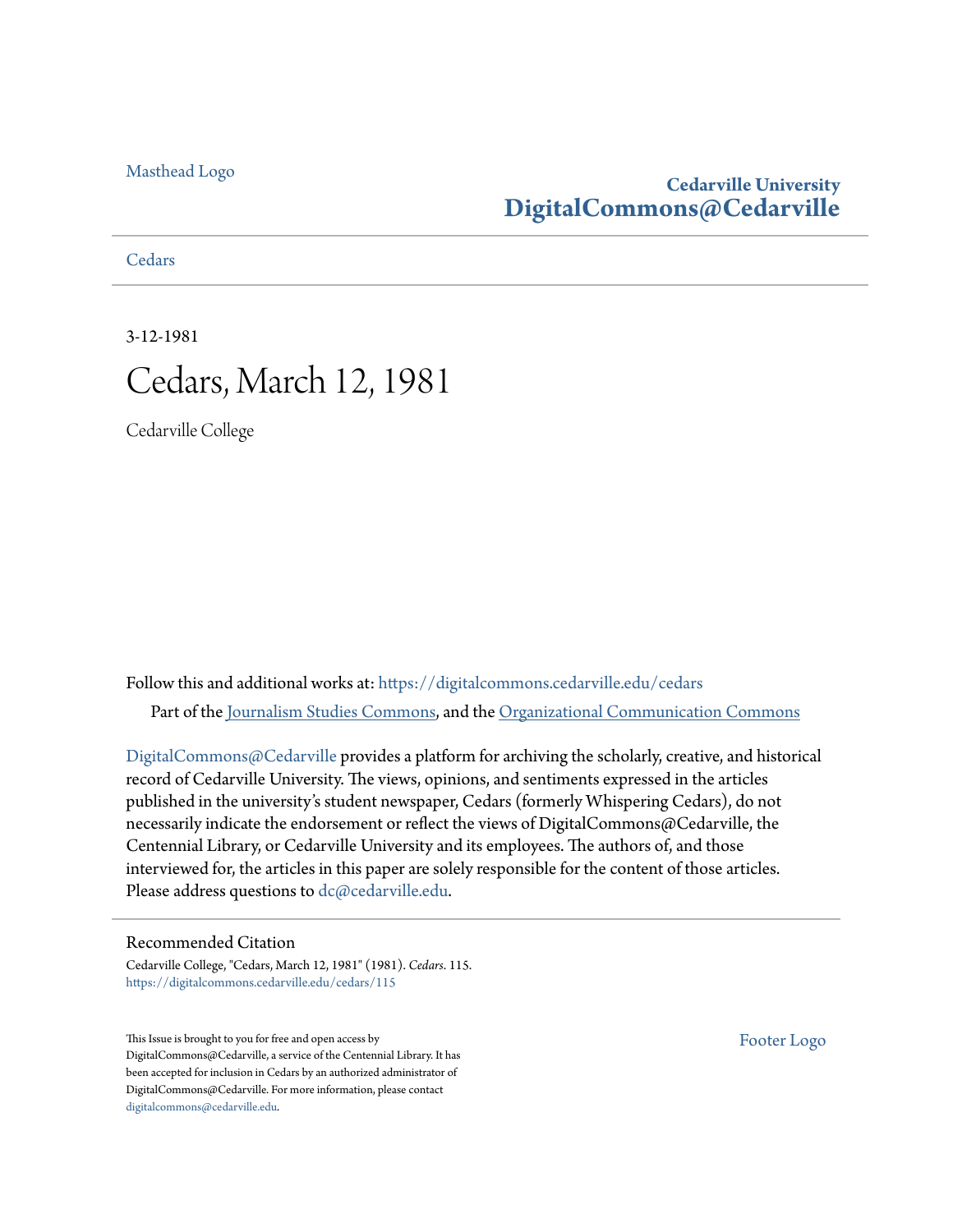Masthead Logo

**Cedarville University**
**DigitalCommons@Cedarville**

Cedars

3-12-1981

# Cedars, March 12, 1981

Cedarville College

Follow this and additional works at: https://digitalcommons.cedarville.edu/cedars

Part of the Journalism Studies Commons, and the Organizational Communication Commons

DigitalCommons@Cedarville provides a platform for archiving the scholarly, creative, and historical record of Cedarville University. The views, opinions, and sentiments expressed in the articles published in the university's student newspaper, Cedars (formerly Whispering Cedars), do not necessarily indicate the endorsement or reflect the views of DigitalCommons@Cedarville, the Centennial Library, or Cedarville University and its employees. The authors of, and those interviewed for, the articles in this paper are solely responsible for the content of those articles. Please address questions to dc@cedarville.edu.

## Recommended Citation

Cedarville College, "Cedars, March 12, 1981" (1981). *Cedars*. 115.
https://digitalcommons.cedarville.edu/cedars/115

This Issue is brought to you for free and open access by DigitalCommons@Cedarville, a service of the Centennial Library. It has been accepted for inclusion in Cedars by an authorized administrator of DigitalCommons@Cedarville. For more information, please contact digitalcommons@cedarville.edu.

Footer Logo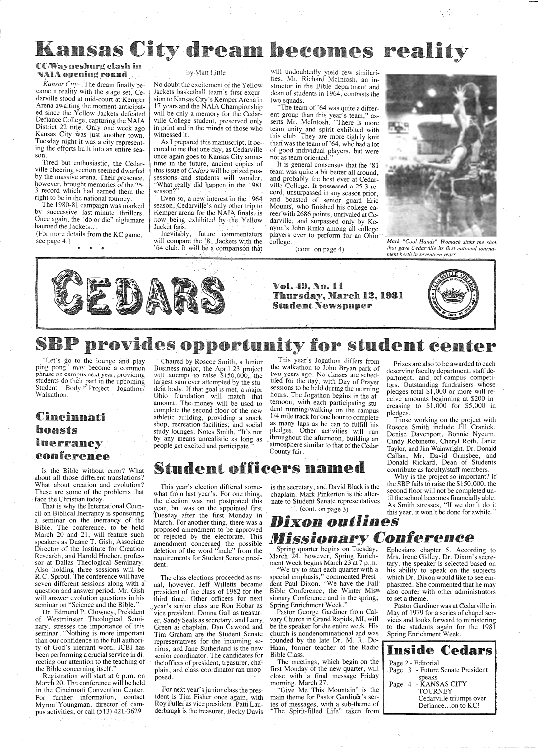# Kansas City dream becomes reality

### CC/Waynesburg clash in NAIA opening round

*Kansas City*—The dream finally became a reality with the stage set, Cedarville stood at mid-court at Kemper Arena awaiting the moment anticipated since the Yellow Jackets defeated Defiance College, capturing the NAIA District 22 title. Only one week ago Kansas City was just another town. Tuesday night it was a city representing the efforts built into an entire season.

Tired but enthusiastic, the Cedarville cheering section seemed dwarfed by the massive arena. Their presence, however, brought memories of the 25-3 record which had earned them the right to be in the national tourney.

The 1980-81 campaign was marked by successive last-minute thrillers. Once again, the "do or die" nightmare haunted the Jackets...

(For more details from the KC game, see page 4.)

by Matt Little

No doubt the excitement of the Yellow Jackets basketball team's first excursion to Kansas City's Kemper Arena in 17 years and the NAIA Championship will be only a memory for the Cedarville College student, preserved only in print and in the minds of those who witnessed it.

As I prepared this manuscript, it occured to me that one day, as Cedarville once again goes to Kansas City sometime in the future, ancient copies of this issue of *Cedars* will be prized possessions and students will wonder, "What really did happen in the 1981 season?"

Even so, a new interest in the 1964 season, Cedarville's only other trip to Kemper arena for the NAIA finals, is now being exhibited by the Yellow Jacket fans.

Inevitably, future commentators will compare the '81 Jackets with the '64 club. It will be a comparison that will undoubtedly yield few similarities. Mr. Richard McIntosh, an instructor in the Bible department and dean of students in 1964, contrasts the two squads.

"The team of '64 was quite a different group than this year's team," asserts Mr. McIntosh. "There is more team unity and spirit exhibited with this club. They are more tightly knit than was the team of '64, who had a lot of good individual players, but were not as team oriented."

It is general consensus that the '81 team was quite a bit better all around, and probably the best ever at Cedarville College. It possessed a 25-3 record, unsurpassed in any season prior, and boasted of senior guard Eric Mounts, who finished his college career with 2686 points, unrivaled at Cedarville, and surpassed only by Kenyon's John Rinka among all college players ever to perform for an Ohio college.

(cont. on page 4)

*Mark "Cool Hands" Womack sinks the shot that gave Cedarville its first national tournament berth in seventeen years.*

**CEDARS**

**Vol. 49, No. 11**
**Thursday, March 12, 1981**
**Student Newspaper**

# SBP provides opportunity for student center

"Let's go to the lounge and play ping pong" may become a common phrase on campus next year, providing students do their part in the upcoming Student Body Project Jogathon/Walkathon.

Chaired by Roscoe Smith, a Junior Business major, the April 23 project will attempt to raise $150,000, the largest sum ever attempted by the student body. If that goal is met, a major Ohio foundation will match that amount. The money will be used to complete the second floor of the new athletic building, providing a snack shop, recreation facilities, and social study lounges. Notes Smith, "It's not by any means unrealistic as long as people get excited and participate."

This year's Jogathon differs from the walkathon to John Bryan park of two years ago. No classes are scheduled for the day, with Day of Prayer sessions to be held during the morning hours. The Jogathon begins in the afternoon, with each participating student running/walking on the campus 1/4 mile track for one hour to complete as many laps as he can to fulfill his pledges. Other activities will run throughout the afternoon, building an atmosphere similar to that of the Cedar County fair.

Prizes are also to be awarded to each deserving faculty department, staff departments, and off-campus competitors. Outstanding fundraisers whose pledges total $1,000 or more will receive amounts beginning at $200 increasing to $1,000 for $5,000 in pledges.

Those working on the project with Roscoe Smith include Jill Cranick, Denise Davenport, Bonnie Nycum, Cindy Robinette, Cheryl Roth, Janet Taylor, and Jim Wainwright. Dr. Donald Callan, Mr. David Ormsbee, and Donald Rickard, Dean of Students contribute as faculty/staff members.

Why is the project so important? If the SBP fails to raise the $150,000, the second floor will not be completed until the school becomes financially able. As Smith stresses, "If we don't do it this year, it won't be done for awhile."

## Cincinnati boasts inerrancy conference

Is the Bible without error? What about all those different translations? What about creation and evolution? These are some of the problems that face the Christian today.

That is why the International Council on Biblical Inerrancy is sponsoring a seminar on the inerrancy of the Bible. The conference, to be held March 20 and 21, will feature such speakers as Duane T. Gish, Associate Director of the Institute for Creation Research, and Harold Hoeher, professor at Dallas Theological Seminary. Also holding three sessions will be R.C. Sproul. The conference will have seven different sessions along with a question and answer period. Mr. Gish will answer evolution questions in his seminar on "Science and the Bible."

Dr. Edmund P. Clowney, President of Westminster Theological Seminary, stresses the importance of this seminar. "Nothing is more important than our confidence in the full authority of God's inerrant word. ICBI has been performing a crucial service in directing our attention to the teaching of the Bible concerning itself."

Registration will start at 6 p.m. on March 20. The conference will be held in the Cincinnati Convention Center. For further information, contact Myron Youngman, director of campus activities, or call (513) 421-3629.

## Student officers named

This year's election differed somewhat from last year's. For one thing, the election was not postponed this year, but was on the appointed first Tuesday after the first Monday in March. For another thing, there was a proposed amendment to be approved or rejected by the electorate. This amendment concerned the possible deletion of the word "male" from the requirements for Student Senate president.

The class elections proceeded as usual, however. Jeff Willetts became president of the class of 1982 for the third time. Other officers for next year's senior class are Ron Hobar as vice president, Donna Gall as treasurer, Sandy Seals as secretary, and Larry Green as chaplain. Dan Cawood and Tim Graham are the Student Senate representatives for the incoming seniors, and Jane Sutherland is the new senior coordinator. The candidates for the offices of president, treasurer, chaplain, and class coordinator ran unopposed.

For next year's junior class the president is Tim Fisher once again, with Roy Fuller as vice president. Patti Lauderbaugh is the treasurer, Becky Davis is the secretary, and David Black is the chaplain. Mark Pinkerton is the alternate to Student Senate representatives

(cont. on page 3)

## *Dixon outlines Missionary Conference*

Spring quarter begins on Tuesday, March 24, however, Spring Enrichment Week begins March 23 at 7 p.m.

"We try to start each quarter with a special emphasis," commented President Paul Dixon. "We have the Fall Bible Conference, the Winter Missionary Conference and in the spring, Spring Enrichment Week."

Pastor George Gardiner from Calvary Church in Grand Rapids, MI, will be the speaker for the entire week. His church is nondenominational and was founded by the late Dr. M. R. DeHaan, former teacher of the Radio Bible Class.

The meetings, which begin on the first Monday of the new quarter, will close with a final message Friday morning, March 27.

"Give Me This Mountain" is the main theme for Pastor Gardiner's series of messages, with a sub-theme of "The Spirit-filled Life" taken from Ephesians chapter 5. According to Mrs. Irene Gidley, Dr. Dixon's secretary, the speaker is selected based on his ability to speak on the subjects which Dr. Dixon would like to see emphasized. She commented that he may also confer with other administrators to set a theme.

Pastor Gardiner was at Cedarville in May of 1979 for a series of chapel services and looks forward to ministering to the students again for the 1981 Spring Enrichment Week.

## Inside Cedars

Page 2 - Editorial
Page 3 - Future Senate President speaks
Page 4 - KANSAS CITY TOURNEY
Cedarville triumps over Defiance...on to KC!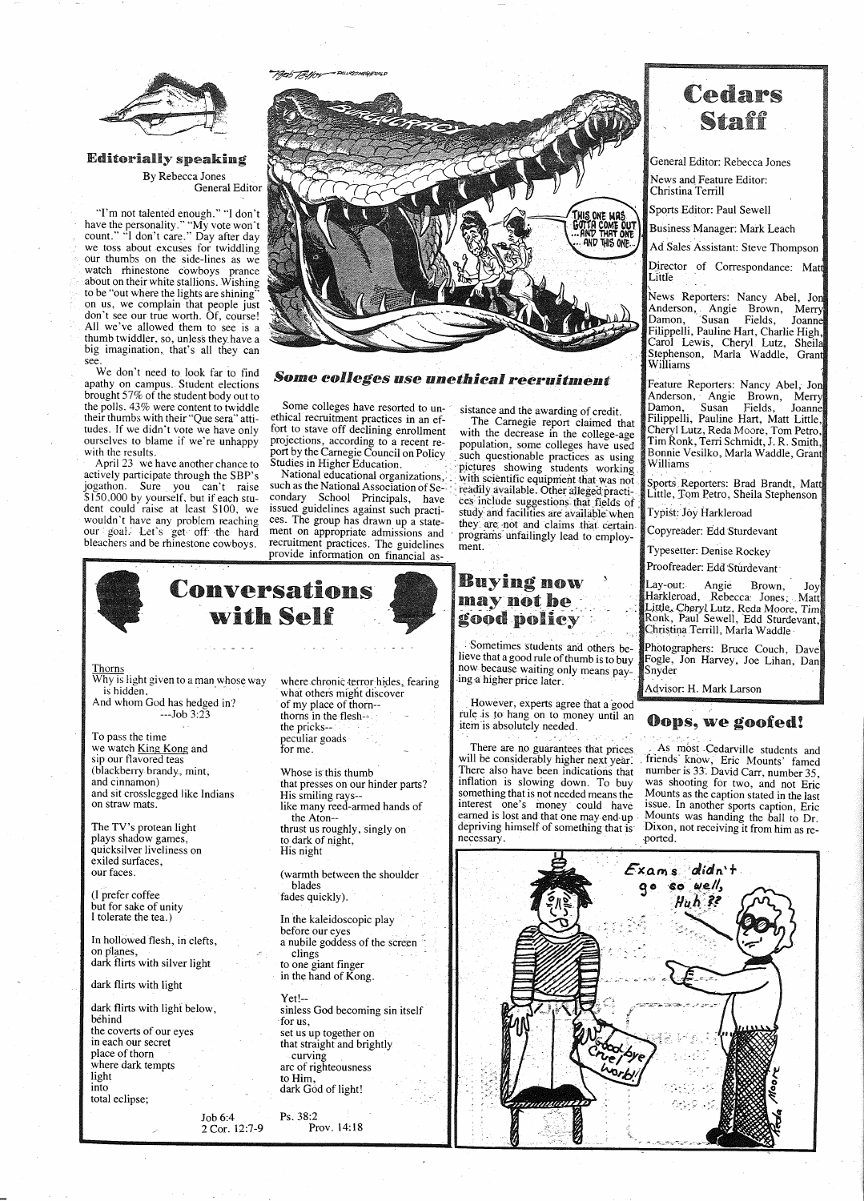## Editorially speaking

By Rebecca Jones
General Editor

"I'm not talented enough." "I don't have the personality." "My vote won't count." "I don't care." Day after day we toss about excuses for twiddling our thumbs on the side-lines as we watch rhinestone cowboys prance about on their white stallions. Wishing to be "out where the lights are shining" on us, we complain that people just don't see our true worth. Of, course! All we've allowed them to see is a thumb twiddler, so, unless they have a big imagination, that's all they can see.

We don't need to look far to find apathy on campus. Student elections brought 57% of the student body out to the polls. 43% were content to twiddle their thumbs with their "Que sera" attitudes. If we didn't vote we have only ourselves to blame if we're unhappy with the results.

April 23 we have another chance to actively participate through the SBP's jogathon. Sure you can't raise $150,000 by yourself, but if each student could raise at least $100, we wouldn't have any problem reaching our goal. Let's get off the hard bleachers and be rhinestone cowboys.

## Some colleges use unethical recruitment

Some colleges have resorted to unethical recruitment practices in an effort to stave off declining enrollment projections, according to a recent report by the Carnegie Council on Policy Studies in Higher Education.

National educational organizations, such as the National Association of Secondary School Principals, have issued guidelines against such practices. The group has drawn up a statement on appropriate admissions and recruitment practices. The guidelines provide information on financial assistance and the awarding of credit.

The Carnegie report claimed that with the decrease in the college-age population, some colleges have used such questionable practices as using pictures showing students working with scientific equipment that was not readily available. Other alleged practices include suggestions that fields of study and facilities are available when they are not and claims that certain programs unfailingly lead to employment.

# Cedars Staff

General Editor: Rebecca Jones

News and Feature Editor: Christina Terrill

Sports Editor: Paul Sewell

Business Manager: Mark Leach

Ad Sales Assistant: Steve Thompson

Director of Correspondance: Matt Little

News Reporters: Nancy Abel, Jon Anderson, Angie Brown, Merry Damon, Susan Fields, Joanne Filippelli, Pauline Hart, Charlie High, Carol Lewis, Cheryl Lutz, Sheila Stephenson, Marla Waddle, Grant Williams

Feature Reporters: Nancy Abel, Jon Anderson, Angie Brown, Merry Damon, Susan Fields, Joanne Filippelli, Pauline Hart, Matt Little, Cheryl Lutz, Reda Moore, Tom Petro, Tim Ronk, Terri Schmidt, J. R. Smith, Bonnie Vesilko, Marla Waddle, Grant Williams

Sports Reporters: Brad Brandt, Matt Little, Tom Petro, Sheila Stephenson

Typist: Joy Harkleroad

Copyreader: Edd Sturdevant

Typesetter: Denise Rockey

Proofreader: Edd Sturdevant

Lay-out: Angie Brown, Joy Harkleroad, Rebecca Jones, Matt Little, Cheryl Lutz, Reda Moore, Tim Ronk, Paul Sewell, Edd Sturdevant, Christina Terrill, Marla Waddle

Photographers: Bruce Couch, Dave Fogle, Jon Harvey, Joe Lihan, Dan Snyder

Advisor: H. Mark Larson

## Conversations with Self

Thorns
Why is light given to a man whose way
 is hidden,
And whom God has hedged in?
 ---Job 3:23

To pass the time
we watch King Kong and
sip our flavored teas
(blackberry brandy, mint,
and cinnamon)
and sit crosslegged like Indians
on straw mats.

The TV's protean light
plays shadow games,
quicksilver liveliness on
exiled surfaces,
our faces.

(I prefer coffee
but for sake of unity
I tolerate the tea.)

In hollowed flesh, in clefts,
on planes,
dark flirts with silver light

dark flirts with light

dark flirts with light below,
behind
the coverts of our eyes
in each our secret
place of thorn
where dark tempts
light
into
total eclipse;

Job 6:4
2 Cor. 12:7-9

where chronic terror hides, fearing
what others might discover
of my place of thorn--
thorns in the flesh--
the pricks--
peculiar goads
for me.

Whose is this thumb
that presses on our hinder parts?
His smiling rays--
like many reed-armed hands of
 the Aton--
thrust us roughly, singly on
to dark of night,
His night

(warmth between the shoulder
 blades
fades quickly).

In the kaleidoscopic play
before our eyes
a nubile goddess of the screen
 clings
to one giant finger
in the hand of Kong.

Yet!--
sinless God becoming sin itself
for us,
set us up together on
that straight and brightly
 curving
arc of righteousness
to Him,
dark God of light!

Ps. 38:2
Prov. 14:18

## Buying now may not be good policy

Sometimes students and others believe that a good rule of thumb is to buy now because waiting only means paying a higher price later.

However, experts agree that a good rule is to hang on to money until an item is absolutely needed.

There are no guarantees that prices will be considerably higher next year. There also have been indications that inflation is slowing down. To buy something that is not needed means the interest one's money could have earned is lost and that one may end up depriving himself of something that is necessary.

## Oops, we goofed!

As most Cedarville students and friends know, Eric Mounts' famed number is 33. David Carr, number 35, was shooting for two, and not Eric Mounts as the caption stated in the last issue. In another sports caption, Eric Mounts was handing the ball to Dr. Dixon, not receiving it from him as reported.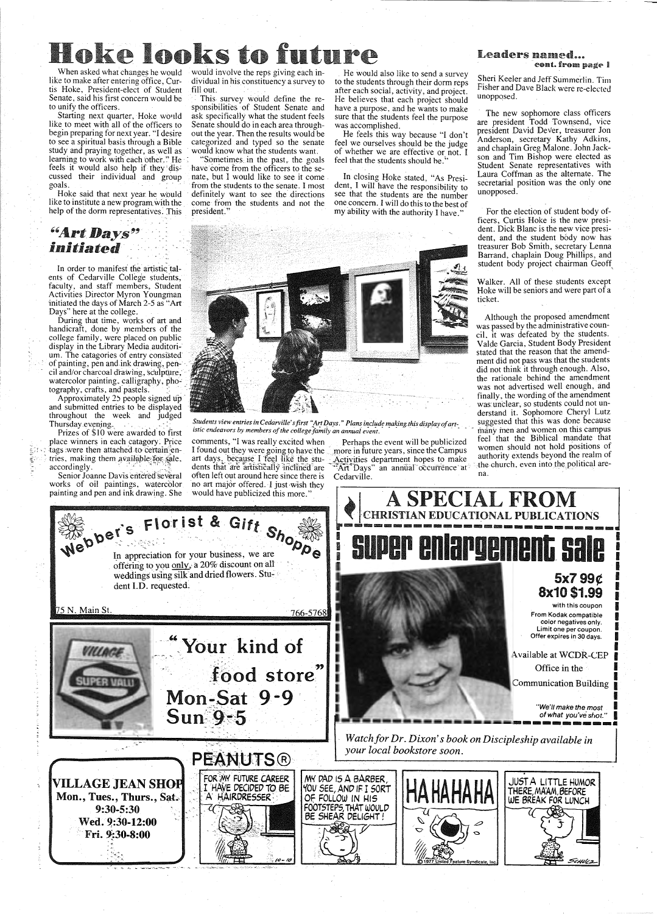# Hoke looks to future

When asked what changes he would like to make after entering office, Curtis Hoke, President-elect of Student Senate, said his first concern would be to unify the officers.

Starting next quarter, Hoke would like to meet with all of the officers to begin preparing for next year. "I desire to see a spiritual basis through a Bible study and praying together, as well as learning to work with each other." He feels it would also help if they discussed their individual and group goals.

Hoke said that next year he would like to institute a new program with the help of the dorm representatives. This would involve the reps giving each individual in his constituency a survey to fill out.

This survey would define the responsibilities of Student Senate and ask specifically what the student feels Senate should do in each area throughout the year. Then the results would be categorized and typed so the senate would know what the students want.

"Sometimes in the past, the goals have come from the officers to the senate, but I would like to see it come from the students to the senate. I most definitely want to see the directions come from the students and not the president."

He would also like to send a survey to the students through their dorm reps after each social, activity, and project. He believes that each project should have a purpose, and he wants to make sure that the students feel the purpose was accomplished.

He feels this way because "I don't feel we ourselves should be the judge of whether we are effective or not. I feel that the students should be."

In closing Hoke stated, "As President, I will have the responsibility to see that the students are the number one concern. I will do this to the best of my ability with the authority I have."

## "Art Days" initiated

In order to manifest the artistic talents of Cedarville College students, faculty, and staff members, Student Activities Director Myron Youngman initiated the days of March 2-5 as "Art Days" here at the college.

During that time, works of art and handicraft, done by members of the college family, were placed on public display in the Library Media auditorium. The catagories of entry consisted of painting, pen and ink drawing, pencil and/or charcoal drawing, sculpture, watercolor painting, calligraphy, photography, crafts, and pastels.

Approximately 25 people signed up and submitted entries to be displayed throughout the week and judged Thursday evening.

Prizes of $10 were awarded to first place winners in each catagory. Price tags were then attached to certain entries, making them available for sale, accordingly.

Senior Joanne Davis entered several works of oil paintings, watercolor painting and pen and ink drawing. She comments, "I was really excited when I found out they were going to have the art days, because I feel like the students that are artistically inclined are often left out around here since there is no art major offered. I just wish they would have publicized this more."

Perhaps the event will be publicized more in future years, since the Campus Activities department hopes to make "Art Days" an annual occurrence at Cedarville.

*Students view entries in Cedarville's first "Art Days." Plans include making this display of artistic endeavors by members of the college family an annual event.*

## Leaders named...
**cont. from page 1**

Sheri Keeler and Jeff Summerlin. Tim Fisher and Dave Black were re-elected unopposed.

The new sophomore class officers are president Todd Townsend, vice president David DeVer, treasurer Jon Anderson, secretary Kathy Adkins, and chaplain Greg Malone. John Jackson and Tim Bishop were elected as Student Senate representatives with Laura Coffman as the alternate. The secretarial position was the only one unopposed.

For the election of student body officers, Curtis Hoke is the new president. Dick Blanc is the new vice president, and the student body now has treasurer Bob Smith, secretary Lenna Barrand, chaplain Doug Phillips, and student body project chairman Geoff Walker. All of these students except Hoke will be seniors and were part of a ticket.

Although the proposed amendment was passed by the administrative council, it was defeated by the students. Valde Garcia, Student Body President stated that the reason that the amendment did not pass was that the students did not think it through enough. Also, the rationale behind the amendment was not advertised well enough, and finally, the wording of the amendment was unclear, so students could not understand it. Sophomore Cheryl Lutz suggested that this was done because many men and women on this campus feel that the Biblical mandate that women should not hold positions of authority extends beyond the realm of the church, even into the political arena.

---

**Webber's Florist & Gift Shoppe**

In appreciation for your business, we are offering to you only, a 20% discount on all weddings using silk and dried flowers. Student I.D. requested.

75 N. Main St. — 766-5768

---

**A SPECIAL FROM CHRISTIAN EDUCATIONAL PUBLICATIONS**

**super enlargement sale**

**5x7 99¢**
**8x10 $1.99**

with this coupon
From Kodak compatible color negatives only.
Limit one per coupon.
Offer expires in 30 days.

Available at WCDR-CEP Office in the Communication Building

*"We'll make the most of what you've shot."*

*Watch for Dr. Dixon's book on Discipleship available in your local bookstore soon.*

---

**VILLAGE SUPER VALU**

**"Your kind of food store"**

**Mon-Sat 9-9**
**Sun 9-5**

---

**VILLAGE JEAN SHOP**

**Mon., Tues., Thurs., Sat. 9:30-5:30**
**Wed. 9:30-12:00**
**Fri. 9:30-8:00**

---

**PEANUTS®**

FOR MY FUTURE CAREER I HAVE DECIDED TO BE A HAIRDRESSER

MY DAD IS A BARBER, YOU SEE, AND IF I SORT OF FOLLOW IN HIS FOOTSTEPS, THAT WOULD BE SHEAR DELIGHT!

HAHAHAHA

JUST A LITTLE HUMOR THERE, MA'AM, BEFORE WE BREAK FOR LUNCH

© 1977 United Feature Syndicate, Inc.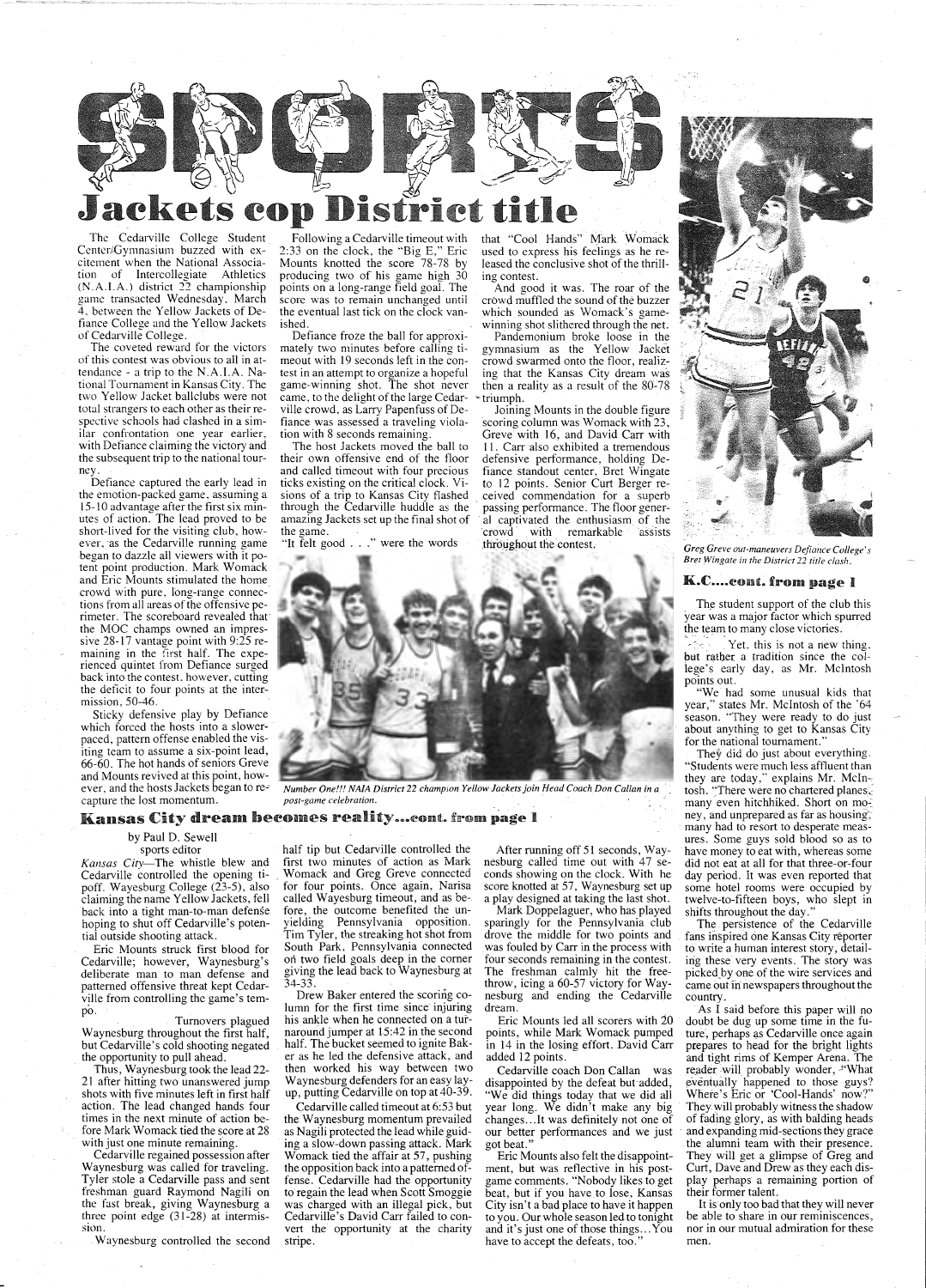# SPORTS

## Jackets cop District title

The Cedarville College Student Center/Gymnasium buzzed with excitement when the National Association of Intercollegiate Athletics (N.A.I.A.) district 22 championship game transacted Wednesday, March 4, between the Yellow Jackets of Defiance College and the Yellow Jackets of Cedarville College.

The coveted reward for the victors of this contest was obvious to all in attendance - a trip to the N.A.I.A. National Tournament in Kansas City. The two Yellow Jacket ballclubs were not total strangers to each other as their respective schools had clashed in a similar confrontation one year earlier, with Defiance claiming the victory and the subsequent trip to the national tourney.

Defiance captured the early lead in the emotion-packed game, assuming a 15-10 advantage after the first six minutes of action. The lead proved to be short-lived for the visiting club, however, as the Cedarville running game began to dazzle all viewers with it potent point production. Mark Womack and Eric Mounts stimulated the home crowd with pure, long-range connections from all areas of the offensive perimeter. The scoreboard revealed that the MOC champs owned an impressive 28-17 vantage point with 9:25 remaining in the first half. The experienced quintet from Defiance surged back into the contest, however, cutting the deficit to four points at the intermission, 50-46.

Sticky defensive play by Defiance which forced the hosts into a slower-paced, pattern offense enabled the visiting team to assume a six-point lead, 66-60. The hot hands of seniors Greve and Mounts revived at this point, however, and the hosts Jackets began to recapture the lost momentum.

Following a Cedarville timeout with 2:33 on the clock, the "Big E," Eric Mounts knotted the score 78-78 by producing two of his game high 30 points on a long-range field goal. The score was to remain unchanged until the eventual last tick on the clock vanished.

Defiance froze the ball for approximately two minutes before calling timeout with 19 seconds left in the contest in an attempt to organize a hopeful game-winning shot. The shot never came, to the delight of the large Cedarville crowd, as Larry Papenfuss of Defiance was assessed a traveling violation with 8 seconds remaining.

The host Jackets moved the ball to their own offensive end of the floor and called timeout with four precious ticks existing on the critical clock. Visions of a trip to Kansas City flashed through the Cedarville huddle as the amazing Jackets set up the final shot of the game.

"It felt good . . ." were the words that "Cool Hands" Mark Womack used to express his feelings as he released the conclusive shot of the thrilling contest.

And good it was. The roar of the crowd muffled the sound of the buzzer which sounded as Womack's game-winning shot slithered through the net.

Pandemonium broke loose in the gymnasium as the Yellow Jacket crowd swarmed onto the floor, realizing that the Kansas City dream was then a reality as a result of the 80-78 triumph.

Joining Mounts in the double figure scoring column was Womack with 23, Greve with 16, and David Carr with 11. Carr also exhibited a tremendous defensive performance, holding Defiance standout center, Bret Wingate to 12 points. Senior Curt Berger received commendation for a superb passing performance. The floor general captivated the enthusiasm of the crowd with remarkable assists throughout the contest.

*Number One!!! NAIA District 22 champion Yellow Jackets join Head Coach Don Callan in a post-game celebration.*

*Greg Greve out-maneuvers Defiance College's Bret Wingate in the District 22 title clash.*

## Kansas City dream becomes reality...cont. from page 1

by Paul D. Sewell
sports editor

*Kansas City*—The whistle blew and Cedarville controlled the opening tipoff. Wayesburg College (23-5), also claiming the name Yellow Jackets, fell back into a tight man-to-man defense hoping to shut off Cedarville's potential outside shooting attack.

Eric Mounts struck first blood for Cedarville; however, Waynesburg's deliberate man to man defense and patterned offensive threat kept Cedarville from controlling the game's tempo.

Turnovers plagued Waynesburg throughout the first half, but Cedarville's cold shooting negated the opportunity to pull ahead.

Thus, Waynesburg took the lead 22-21 after hitting two unanswered jump shots with five minutes left in first half action. The lead changed hands four times in the next minute of action before Mark Womack tied the score at 28 with just one minute remaining.

Cedarville regained possession after Waynesburg was called for traveling. Tyler stole a Cedarville pass and sent freshman guard Raymond Nagili on the fast break, giving Waynesburg a three point edge (31-28) at intermission.

Waynesburg controlled the second half tip but Cedarville controlled the first two minutes of action as Mark Womack and Greg Greve connected for four points. Once again, Narisa called Waynesburg timeout, and as before, the outcome benefited the unyielding Pennsylvania opposition. Tim Tyler, the streaking hot shot from South Park, Pennsylvania connected on two field goals deep in the corner giving the lead back to Waynesburg at 34-33.

Drew Baker entered the scoring column for the first time since injuring his ankle when he connected on a turnaround jumper at 15:42 in the second half. The bucket seemed to ignite Baker as he led the defensive attack, and then worked his way between two Waynesburg defenders for an easy layup, putting Cedarville on top at 40-39.

Cedarville called timeout at 6:53 but the Waynesburg momentum prevailed as Nagili protected the lead while guiding a slow-down passing attack. Mark Womack tied the affair at 57, pushing the opposition back into a patterned offense. Cedarville had the opportunity to regain the lead when Scott Smoggie was charged with an illegal pick, but Cedarville's David Carr failed to convert the opportunity at the charity stripe.

After running off 51 seconds, Waynesburg called time out with 47 seconds showing on the clock. With he score knotted at 57, Waynesburg set up a play designed at taking the last shot.

Mark Doppelaguer, who has played sparingly for the Pennsylvania club drove the middle for two points and was fouled by Carr in the process with four seconds remaining in the contest. The freshman calmly hit the free-throw, icing a 60-57 victory for Waynesburg and ending the Cedarville dream.

Eric Mounts led all scorers with 20 points, while Mark Womack pumped in 14 in the losing effort. David Carr added 12 points.

Cedarville coach Don Callan was disappointed by the defeat but added, "We did things today that we did all year long. We didn't make any big changes...It was definitely not one of our better performances and we just got beat."

Eric Mounts also felt the disappointment, but was reflective in his post-game comments. "Nobody likes to get beat, but if you have to lose, Kansas City isn't a bad place to have it happen to you. Our whole season led to tonight and it's just one of those things...You have to accept the defeats, too."

## K.C....cont. from page 1

The student support of the club this year was a major factor which spurred the team to many close victories.

Yet, this is not a new thing, but rather a tradition since the college's early day, as Mr. McIntosh points out.

"We had some unusual kids that year," states Mr. McIntosh of the '64 season. "They were ready to do just about anything to get to Kansas City for the national tournament."

They did do just about everything. "Students were much less affluent than they are today," explains Mr. McIntosh. "There were no chartered planes, many even hitchhiked. Short on money, and unprepared as far as housing, many had to resort to desperate measures. Some guys sold blood so as to have money to eat with, whereas some did not eat at all for that three-or-four day period. It was even reported that some hotel rooms were occupied by twelve-to-fifteen boys, who slept in shifts throughout the day."

The persistence of the Cedarville fans inspired one Kansas City reporter to write a human interest story, detailing these very events. The story was picked by one of the wire services and came out in newspapers throughout the country.

As I said before this paper will no doubt be dug up some time in the future, perhaps as Cedarville once again prepares to head for the bright lights and tight rims of Kemper Arena. The reader will probably wonder, "What eventually happened to those guys? Where's Eric or 'Cool-Hands' now?" They will probably witness the shadow of fading glory, as with balding heads and expanding mid-sections they grace the alumni team with their presence. They will get a glimpse of Greg and Curt, Dave and Drew as they each display perhaps a remaining portion of their former talent.

It is only too bad that they will never be able to share in our reminiscences, nor in our mutual admiration for these men.